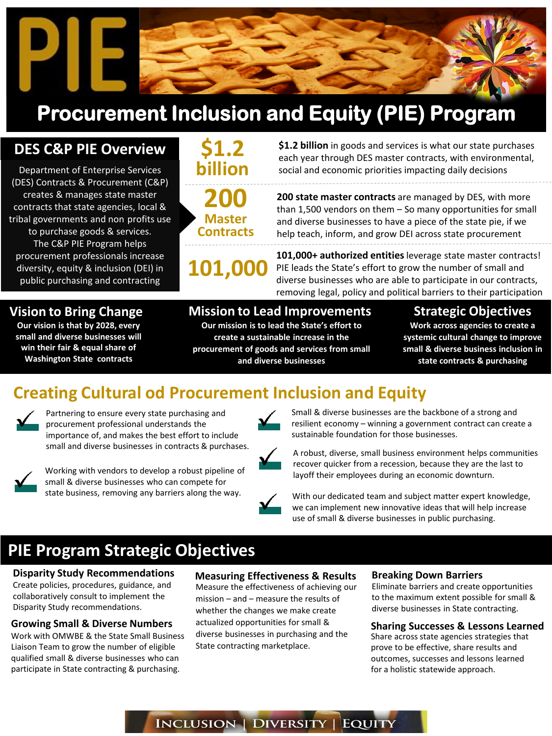# PIE

# Procurement Inclusion and Equity (PIE) Program

## DES C&P PIE Overview

Department of Enterprise Services (DES) Contracts & Procurement (C&P) creates & manages state master contracts that state agencies, local & tribal governments and non profits use to purchase goods & services. The C&P PIE Program helps procurement professionals increase diversity, equity & inclusion (DEI) in public purchasing and contracting

**$1.2 billion**

**$1.2 billion** in goods and services is what our state purchases each year through DES master contracts, with environmental, social and economic priorities impacting daily decisions

**200 Master Contracts**

**200 state master contracts** are managed by DES, with more than 1,500 vendors on them – So many opportunities for small and diverse businesses to have a piece of the state pie, if we help teach, inform, and grow DEI across state procurement

**101,000**

**101,000+ authorized entities** leverage state master contracts! PIE leads the State's effort to grow the number of small and diverse businesses who are able to participate in our contracts, removing legal, policy and political barriers to their participation

### Vision to Bring Change

**Our vision is that by 2028, every small and diverse businesses will win their fair & equal share of Washington State contracts**

### Mission to Lead Improvements

**Our mission is to lead the State's effort to create a sustainable increase in the procurement of goods and services from small and diverse businesses**

### Strategic Objectives

**Work across agencies to create a systemic cultural change to improve small & diverse business inclusion in state contracts & purchasing**

## Creating Cultural od Procurement Inclusion and Equity

- ✓ Partnering to ensure every state purchasing and procurement professional understands the importance of, and makes the best effort to include small and diverse businesses in contracts & purchases.
- ✓ Working with vendors to develop a robust pipeline of small & diverse businesses who can compete for state business, removing any barriers along the way.
- ✓ Small & diverse businesses are the backbone of a strong and resilient economy – winning a government contract can create a sustainable foundation for those businesses.
- ✓ A robust, diverse, small business environment helps communities recover quicker from a recession, because they are the last to layoff their employees during an economic downturn.
- ✓ With our dedicated team and subject matter expert knowledge, we can implement new innovative ideas that will help increase use of small & diverse businesses in public purchasing.

## PIE Program Strategic Objectives

### Disparity Study Recommendations

Create policies, procedures, guidance, and collaboratively consult to implement the Disparity Study recommendations.

### Growing Small & Diverse Numbers

Work with OMWBE & the State Small Business Liaison Team to grow the number of eligible qualified small & diverse businesses who can participate in State contracting & purchasing.

### Measuring Effectiveness & Results

Measure the effectiveness of achieving our mission – and – measure the results of whether the changes we make create actualized opportunities for small & diverse businesses in purchasing and the State contracting marketplace.

### Breaking Down Barriers

Eliminate barriers and create opportunities to the maximum extent possible for small & diverse businesses in State contracting.

### Sharing Successes & Lessons Learned

Share across state agencies strategies that prove to be effective, share results and outcomes, successes and lessons learned for a holistic statewide approach.

INCLUSION | DIVERSITY | EQUITY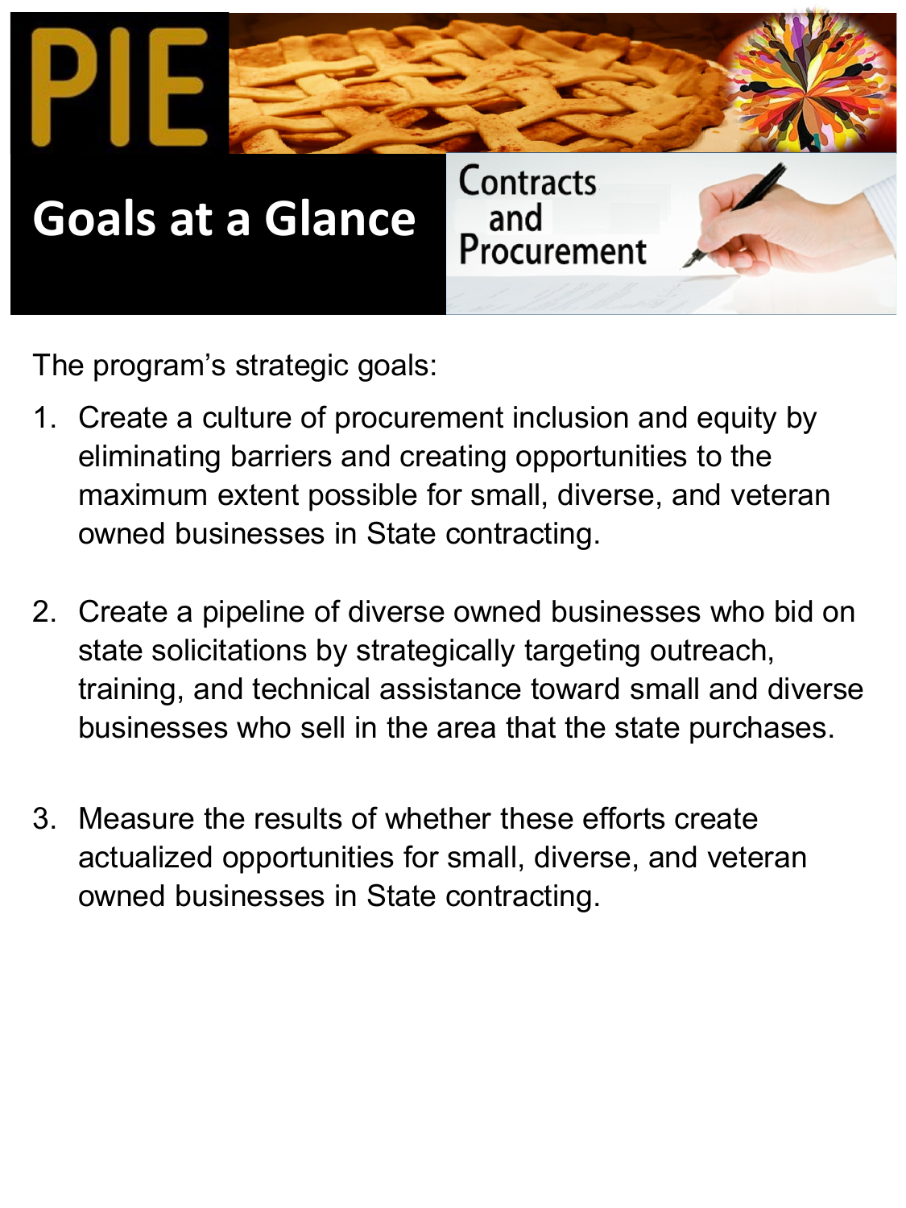# PIE

## Goals at a Glance

Contracts and Procurement

The program's strategic goals:

1. Create a culture of procurement inclusion and equity by eliminating barriers and creating opportunities to the maximum extent possible for small, diverse, and veteran owned businesses in State contracting.

2. Create a pipeline of diverse owned businesses who bid on state solicitations by strategically targeting outreach, training, and technical assistance toward small and diverse businesses who sell in the area that the state purchases.

3. Measure the results of whether these efforts create actualized opportunities for small, diverse, and veteran owned businesses in State contracting.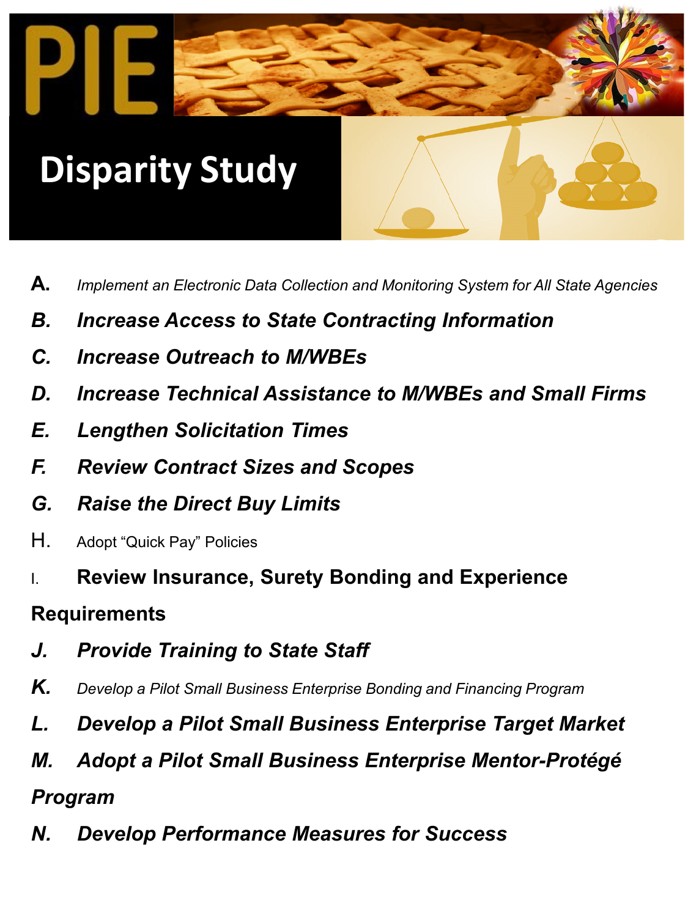# PIE

## Disparity Study

- **A.** *Implement an Electronic Data Collection and Monitoring System for All State Agencies*
- ***B.*** ***Increase Access to State Contracting Information***
- ***C.*** ***Increase Outreach to M/WBEs***
- ***D.*** ***Increase Technical Assistance to M/WBEs and Small Firms***
- ***E.*** ***Lengthen Solicitation Times***
- ***F.*** ***Review Contract Sizes and Scopes***
- ***G.*** ***Raise the Direct Buy Limits***
- H. Adopt "Quick Pay" Policies
- I. **Review Insurance, Surety Bonding and Experience Requirements**
- ***J.*** ***Provide Training to State Staff***
- ***K.*** *Develop a Pilot Small Business Enterprise Bonding and Financing Program*
- ***L.*** ***Develop a Pilot Small Business Enterprise Target Market***
- ***M.*** ***Adopt a Pilot Small Business Enterprise Mentor-Protégé Program***
- ***N.*** ***Develop Performance Measures for Success***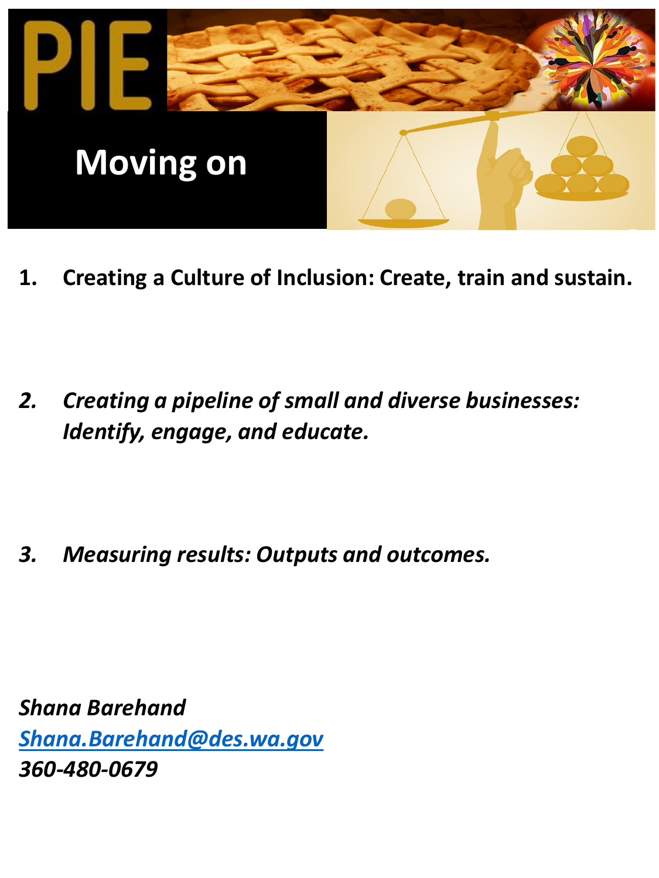PIE

# Moving on

1. **Creating a Culture of Inclusion: Create, train and sustain.**

2. ***Creating a pipeline of small and diverse businesses: Identify, engage, and educate.***

3. ***Measuring results: Outputs and outcomes.***

***Shana Barehand***
***[Shana.Barehand@des.wa.gov](mailto:Shana.Barehand@des.wa.gov)***
***360-480-0679***